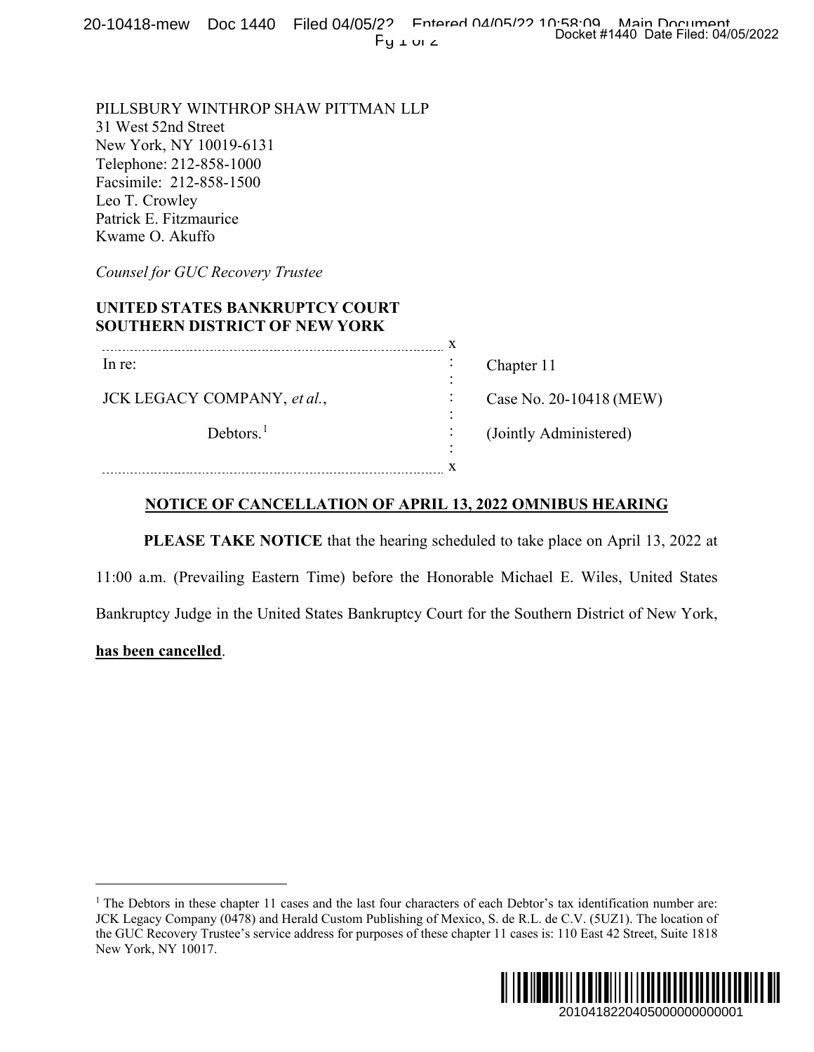PILLSBURY WINTHROP SHAW PITTMAN LLP
31 West 52nd Street
New York, NY 10019-6131
Telephone: 212-858-1000
Facsimile: 212-858-1500
Leo T. Crowley
Patrick E. Fitzmaurice
Kwame O. Akuffo

*Counsel for GUC Recovery Trustee*

**UNITED STATES BANKRUPTCY COURT**
**SOUTHERN DISTRICT OF NEW YORK**

| | |
|---|---|
| In re: | Chapter 11 |
| JCK LEGACY COMPANY, *et al.*, | Case No. 20-10418 (MEW) |
| Debtors.[1] | (Jointly Administered) |

**NOTICE OF CANCELLATION OF APRIL 13, 2022 OMNIBUS HEARING**

**PLEASE TAKE NOTICE** that the hearing scheduled to take place on April 13, 2022 at 11:00 a.m. (Prevailing Eastern Time) before the Honorable Michael E. Wiles, United States Bankruptcy Judge in the United States Bankruptcy Court for the Southern District of New York, **has been cancelled**.

[1] The Debtors in these chapter 11 cases and the last four characters of each Debtor's tax identification number are: JCK Legacy Company (0478) and Herald Custom Publishing of Mexico, S. de R.L. de C.V. (5UZ1). The location of the GUC Recovery Trustee's service address for purposes of these chapter 11 cases is: 110 East 42 Street, Suite 1818 New York, NY 10017.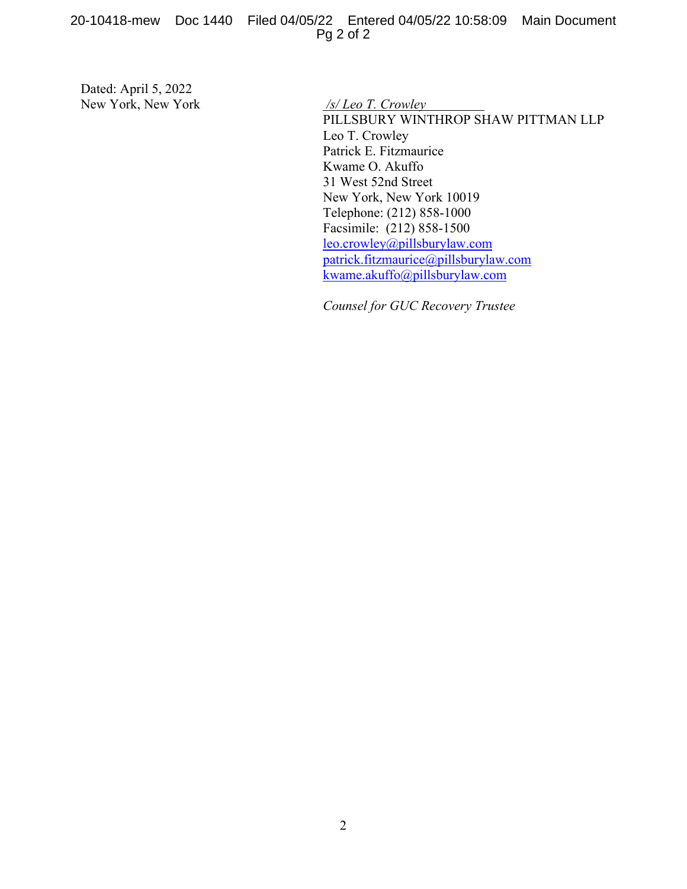Dated: April 5, 2022
New York, New York

*/s/ Leo T. Crowley*
PILLSBURY WINTHROP SHAW PITTMAN LLP
Leo T. Crowley
Patrick E. Fitzmaurice
Kwame O. Akuffo
31 West 52nd Street
New York, New York 10019
Telephone: (212) 858-1000
Facsimile: (212) 858-1500
leo.crowley@pillsburylaw.com
patrick.fitzmaurice@pillsburylaw.com
kwame.akuffo@pillsburylaw.com

*Counsel for GUC Recovery Trustee*